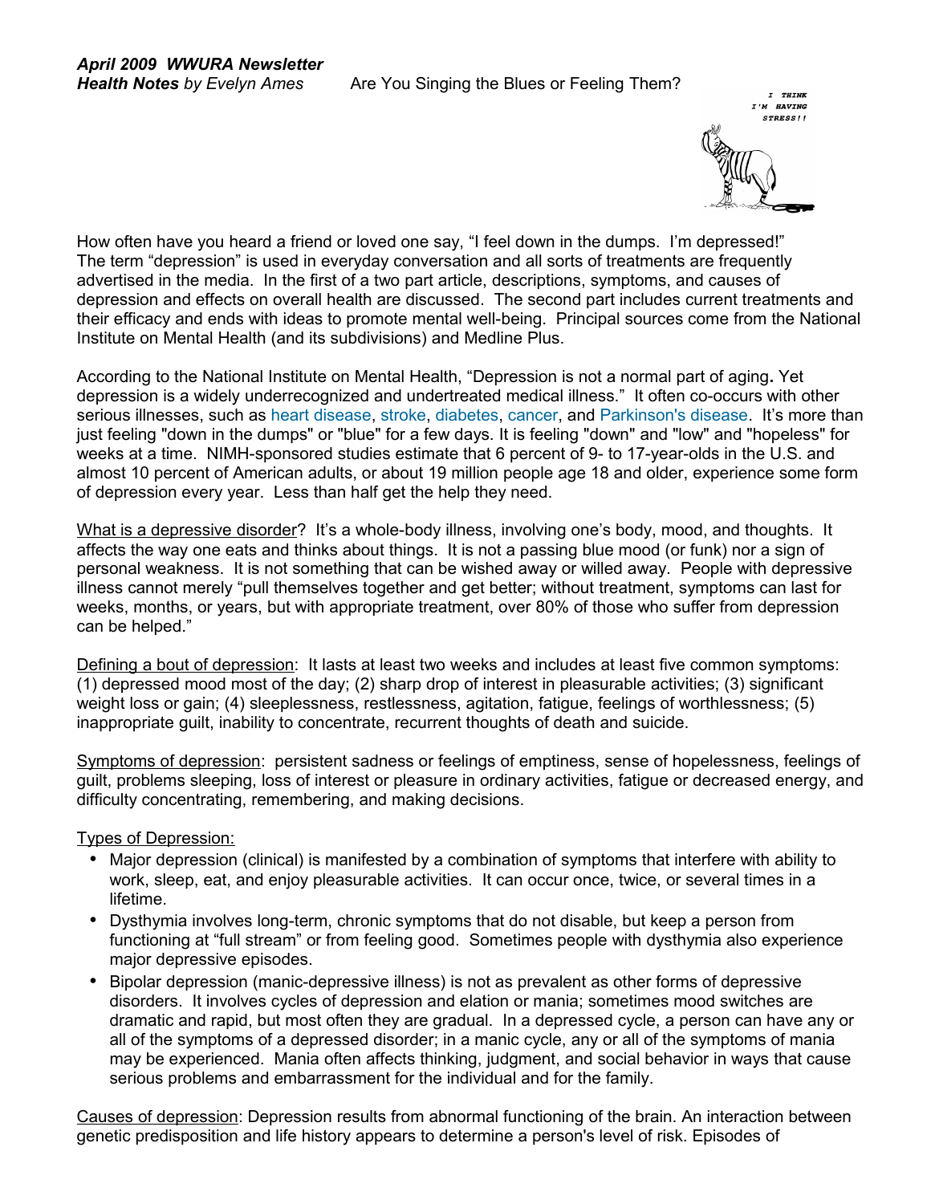***April 2009 WWURA Newsletter***
***Health Notes** by Evelyn Ames*

Are You Singing the Blues or Feeling Them?

How often have you heard a friend or loved one say, "I feel down in the dumps. I'm depressed!" The term "depression" is used in everyday conversation and all sorts of treatments are frequently advertised in the media. In the first of a two part article, descriptions, symptoms, and causes of depression and effects on overall health are discussed. The second part includes current treatments and their efficacy and ends with ideas to promote mental well-being. Principal sources come from the National Institute on Mental Health (and its subdivisions) and Medline Plus.

According to the National Institute on Mental Health, "Depression is not a normal part of aging**.** Yet depression is a widely underrecognized and undertreated medical illness." It often co-occurs with other serious illnesses, such as heart disease, stroke, diabetes, cancer, and Parkinson's disease. It's more than just feeling "down in the dumps" or "blue" for a few days. It is feeling "down" and "low" and "hopeless" for weeks at a time. NIMH-sponsored studies estimate that 6 percent of 9- to 17-year-olds in the U.S. and almost 10 percent of American adults, or about 19 million people age 18 and older, experience some form of depression every year. Less than half get the help they need.

<u>What is a depressive disorder</u>? It's a whole-body illness, involving one's body, mood, and thoughts. It affects the way one eats and thinks about things. It is not a passing blue mood (or funk) nor a sign of personal weakness. It is not something that can be wished away or willed away. People with depressive illness cannot merely "pull themselves together and get better; without treatment, symptoms can last for weeks, months, or years, but with appropriate treatment, over 80% of those who suffer from depression can be helped."

<u>Defining a bout of depression</u>: It lasts at least two weeks and includes at least five common symptoms: (1) depressed mood most of the day; (2) sharp drop of interest in pleasurable activities; (3) significant weight loss or gain; (4) sleeplessness, restlessness, agitation, fatigue, feelings of worthlessness; (5) inappropriate guilt, inability to concentrate, recurrent thoughts of death and suicide.

<u>Symptoms of depression</u>: persistent sadness or feelings of emptiness, sense of hopelessness, feelings of guilt, problems sleeping, loss of interest or pleasure in ordinary activities, fatigue or decreased energy, and difficulty concentrating, remembering, and making decisions.

<u>Types of Depression:</u>

- Major depression (clinical) is manifested by a combination of symptoms that interfere with ability to work, sleep, eat, and enjoy pleasurable activities. It can occur once, twice, or several times in a lifetime.
- Dysthymia involves long-term, chronic symptoms that do not disable, but keep a person from functioning at "full stream" or from feeling good. Sometimes people with dysthymia also experience major depressive episodes.
- Bipolar depression (manic-depressive illness) is not as prevalent as other forms of depressive disorders. It involves cycles of depression and elation or mania; sometimes mood switches are dramatic and rapid, but most often they are gradual. In a depressed cycle, a person can have any or all of the symptoms of a depressed disorder; in a manic cycle, any or all of the symptoms of mania may be experienced. Mania often affects thinking, judgment, and social behavior in ways that cause serious problems and embarrassment for the individual and for the family.

<u>Causes of depression</u>: Depression results from abnormal functioning of the brain. An interaction between genetic predisposition and life history appears to determine a person's level of risk. Episodes of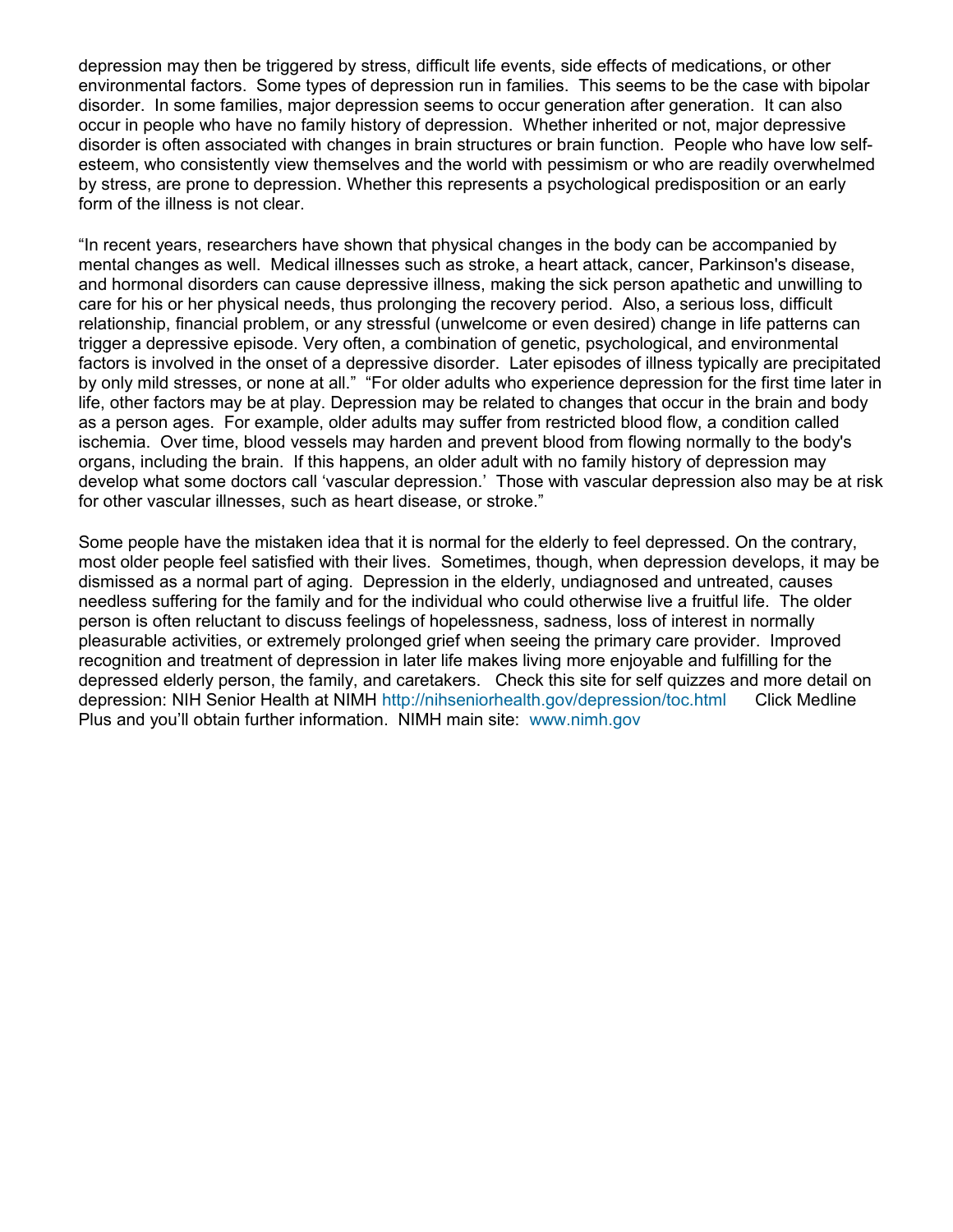depression may then be triggered by stress, difficult life events, side effects of medications, or other environmental factors. Some types of depression run in families. This seems to be the case with bipolar disorder. In some families, major depression seems to occur generation after generation. It can also occur in people who have no family history of depression. Whether inherited or not, major depressive disorder is often associated with changes in brain structures or brain function. People who have low self-esteem, who consistently view themselves and the world with pessimism or who are readily overwhelmed by stress, are prone to depression. Whether this represents a psychological predisposition or an early form of the illness is not clear.

"In recent years, researchers have shown that physical changes in the body can be accompanied by mental changes as well. Medical illnesses such as stroke, a heart attack, cancer, Parkinson's disease, and hormonal disorders can cause depressive illness, making the sick person apathetic and unwilling to care for his or her physical needs, thus prolonging the recovery period. Also, a serious loss, difficult relationship, financial problem, or any stressful (unwelcome or even desired) change in life patterns can trigger a depressive episode. Very often, a combination of genetic, psychological, and environmental factors is involved in the onset of a depressive disorder. Later episodes of illness typically are precipitated by only mild stresses, or none at all." "For older adults who experience depression for the first time later in life, other factors may be at play. Depression may be related to changes that occur in the brain and body as a person ages. For example, older adults may suffer from restricted blood flow, a condition called ischemia. Over time, blood vessels may harden and prevent blood from flowing normally to the body's organs, including the brain. If this happens, an older adult with no family history of depression may develop what some doctors call 'vascular depression.' Those with vascular depression also may be at risk for other vascular illnesses, such as heart disease, or stroke."

Some people have the mistaken idea that it is normal for the elderly to feel depressed. On the contrary, most older people feel satisfied with their lives. Sometimes, though, when depression develops, it may be dismissed as a normal part of aging. Depression in the elderly, undiagnosed and untreated, causes needless suffering for the family and for the individual who could otherwise live a fruitful life. The older person is often reluctant to discuss feelings of hopelessness, sadness, loss of interest in normally pleasurable activities, or extremely prolonged grief when seeing the primary care provider. Improved recognition and treatment of depression in later life makes living more enjoyable and fulfilling for the depressed elderly person, the family, and caretakers. Check this site for self quizzes and more detail on depression: NIH Senior Health at NIMH http://nihseniorhealth.gov/depression/toc.html Click Medline Plus and you'll obtain further information. NIMH main site: www.nimh.gov